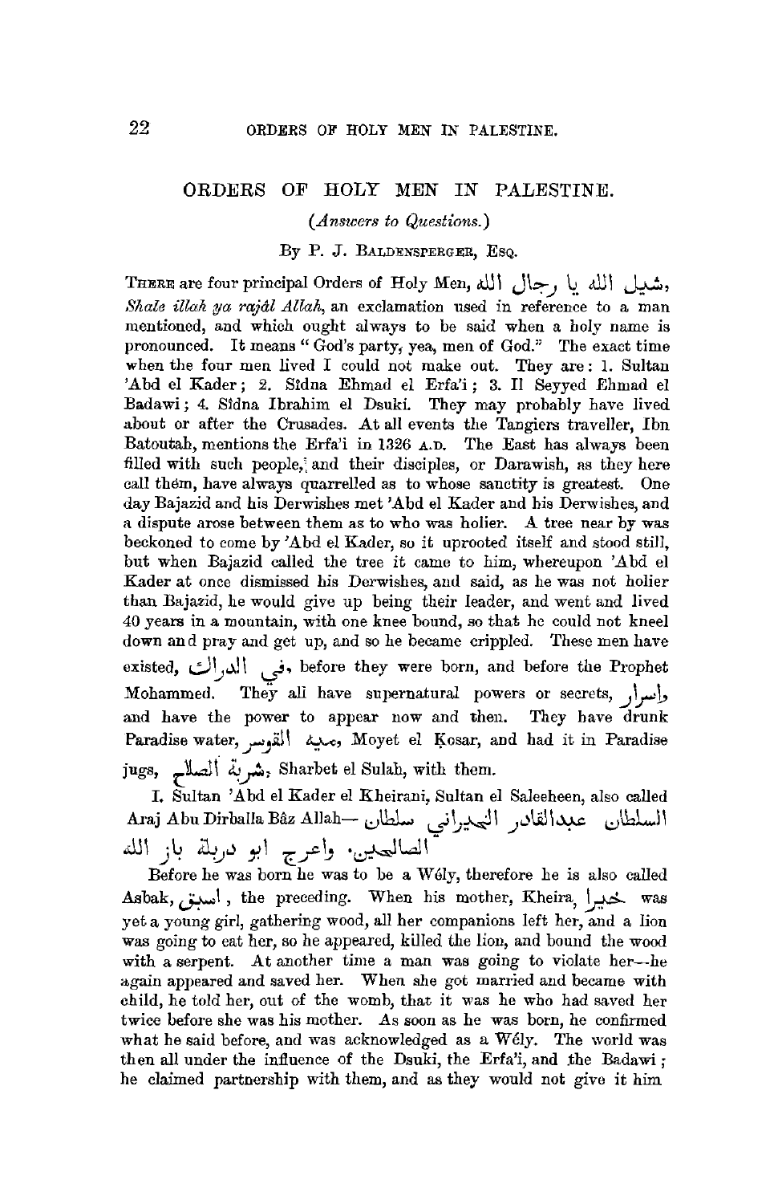# ORDERS OF HOLY MEN IN PALESTINE.

*(Answers to Questions.)*

By P. J. Baldensperger, Esq.

There are four principal Orders of Holy Men, شيل الله يا رجال الله, *Shale illah ya rajâl Allah*, an exclamation used in reference to a man mentioned, and which ought always to be said when a holy name is pronounced. It means "God's party, yea, men of God." The exact time when the four men lived I could not make out. They are: 1. Sultan 'Abd el Kader; 2. Sîdna Ehmad el Erfa'i; 3. Il Seyyed Ehmad el Badawi; 4. Sîdna Ibrahim el Dsuki. They may probably have lived about or after the Crusades. At all events the Tangiers traveller, Ibn Batoutah, mentions the Erfa'i in 1326 A.D. The East has always been filled with such people, and their disciples, or Darawish, as they here call them, have always quarrelled as to whose sanctity is greatest. One day Bajazid and his Derwishes met 'Abd el Kader and his Derwishes, and a dispute arose between them as to who was holier. A tree near by was beckoned to come by 'Abd el Kader, so it uprooted itself and stood still, but when Bajazid called the tree it came to him, whereupon 'Abd el Kader at once dismissed his Derwishes, and said, as he was not holier than Bajazid, he would give up being their leader, and went and lived 40 years in a mountain, with one knee bound, so that he could not kneel down and pray and get up, and so he became crippled. These men have existed, في الدرك, before they were born, and before the Prophet Mohammed. They all have supernatural powers or secrets, إسرار, and have the power to appear now and then. They have drunk Paradise water, ميه القوسر, Moyet el Kosar, and had it in Paradise jugs, شربة الصلاح, Sharbet el Sulah, with them.

I. Sultan 'Abd el Kader el Kheirani, Sultan el Saleeheen, also called Araj Abu Dirballa Bâz Allah— السلطان عبدالقادر الخيراني سلطان الصالحين. واعرج ابو دربلة باز الله

Before he was born he was to be a Wély, therefore he is also called Asbak, اسبق, the preceding. When his mother, Kheira, خيرا was yet a young girl, gathering wood, all her companions left her, and a lion was going to eat her, so he appeared, killed the lion, and bound the wood with a serpent. At another time a man was going to violate her—he again appeared and saved her. When she got married and became with child, he told her, out of the womb, that it was he who had saved her twice before she was his mother. As soon as he was born, he confirmed what he said before, and was acknowledged as a Wély. The world was then all under the influence of the Dsuki, the Erfa'i, and the Badawi; he claimed partnership with them, and as they would not give it him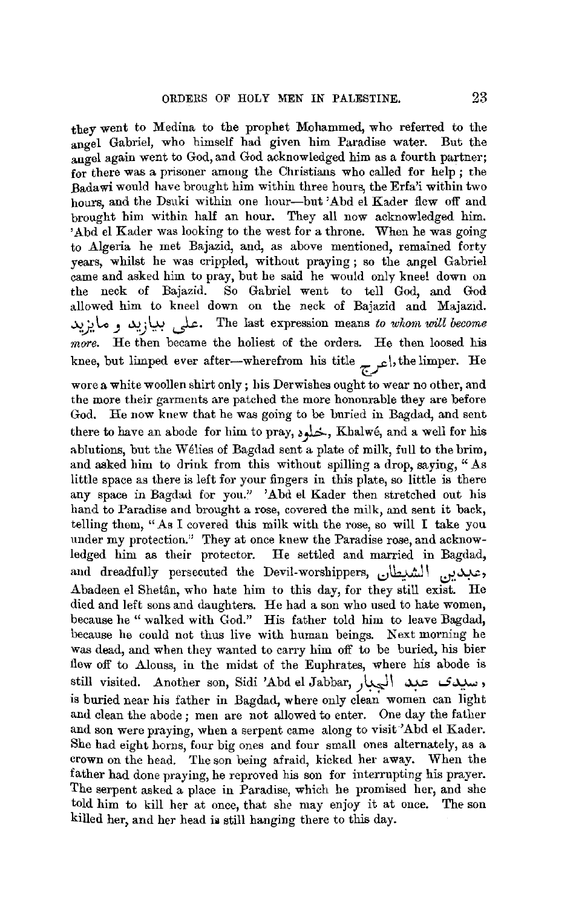they went to Medina to the prophet Mohammed, who referred to the angel Gabriel, who himself had given him Paradise water. But the angel again went to God, and God acknowledged him as a fourth partner; for there was a prisoner among the Christians who called for help; the Badawi would have brought him within three hours, the Erfa'i within two hours, and the Dsuki within one hour—but 'Abd el Kader flew off and brought him within half an hour. They all now acknowledged him. 'Abd el Kader was looking to the west for a throne. When he was going to Algeria he met Bajazid, and, as above mentioned, remained forty years, whilst he was crippled, without praying; so the angel Gabriel came and asked him to pray, but he said he would only kneel down on the neck of Bajazid. So Gabriel went to tell God, and God allowed him to kneel down on the neck of Bajazid and Majazid. على بيازيد و مايزيد. The last expression means *to whom will become more.* He then became the holiest of the orders. He then loosed his knee, but limped ever after—wherefrom his title اعرج, the limper. He wore a white woollen shirt only; his Derwishes ought to wear no other, and the more their garments are patched the more honourable they are before God. He now knew that he was going to be buried in Bagdad, and sent there to have an abode for him to pray, خلوة, Khalwé, and a well for his ablutions, but the Wélies of Bagdad sent a plate of milk, full to the brim, and asked him to drink from this without spilling a drop, saying, "As little space as there is left for your fingers in this plate, so little is there any space in Bagdad for you." 'Abd el Kader then stretched out his hand to Paradise and brought a rose, covered the milk, and sent it back, telling them, "As I covered this milk with the rose, so will I take you under my protection." They at once knew the Paradise rose, and acknowledged him as their protector. He settled and married in Bagdad, and dreadfully persecuted the Devil-worshippers, عبدين الشيطان, Abadeen el Shetân, who hate him to this day, for they still exist. He died and left sons and daughters. He had a son who used to hate women, because he "walked with God." His father told him to leave Bagdad, because he could not thus live with human beings. Next morning he was dead, and when they wanted to carry him off to be buried, his bier flew off to Alouss, in the midst of the Euphrates, where his abode is still visited. Another son, Sidi 'Abd el Jabbar, سيدى عبد الجبار, is buried near his father in Bagdad, where only clean women can light and clean the abode; men are not allowed to enter. One day the father and son were praying, when a serpent came along to visit 'Abd el Kader. She had eight horns, four big ones and four small ones alternately, as a crown on the head. The son being afraid, kicked her away. When the father had done praying, he reproved his son for interrupting his prayer. The serpent asked a place in Paradise, which he promised her, and she told him to kill her at once, that she may enjoy it at once. The son killed her, and her head is still hanging there to this day.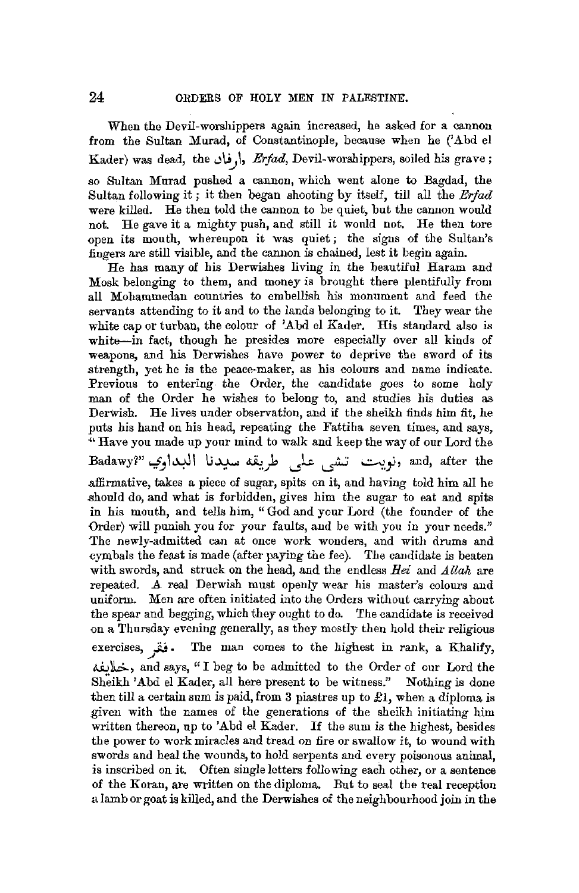When the Devil-worshippers again increased, he asked for a cannon from the Sultan Murad, of Constantinople, because when he ('Abd el Kader) was dead, the ارفاد, *Erfad*, Devil-worshippers, soiled his grave; so Sultan Murad pushed a cannon, which went alone to Bagdad, the Sultan following it; it then began shooting by itself, till all the *Erfad* were killed. He then told the cannon to be quiet, but the cannon would not. He gave it a mighty push, and still it would not. He then tore open its mouth, whereupon it was quiet; the signs of the Sultan's fingers are still visible, and the cannon is chained, lest it begin again.

He has many of his Derwishes living in the beautiful Haram and Mosk belonging to them, and money is brought there plentifully from all Mohammedan countries to embellish his monument and feed the servants attending to it and to the lands belonging to it. They wear the white cap or turban, the colour of 'Abd el Kader. His standard also is white—in fact, though he presides more especially over all kinds of weapons, and his Derwishes have power to deprive the sword of its strength, yet he is the peace-maker, as his colours and name indicate. Previous to entering the Order, the candidate goes to some holy man of the Order he wishes to belong to, and studies his duties as Derwish. He lives under observation, and if the sheikh finds him fit, he puts his hand on his head, repeating the Fattiha seven times, and says, "Have you made up your mind to walk and keep the way of our Lord the Badawy?" نويت تشى على طريقه سيدنا البداوي, and, after the affirmative, takes a piece of sugar, spits on it, and having told him all he should do, and what is forbidden, gives him the sugar to eat and spits in his mouth, and tells him, "God and your Lord (the founder of the Order) will punish you for your faults, and be with you in your needs." The newly-admitted can at once work wonders, and with drums and cymbals the feast is made (after paying the fee). The candidate is beaten with swords, and struck on the head, and the endless *Hei* and *Allah* are repeated. A real Derwish must openly wear his master's colours and uniform. Men are often initiated into the Orders without carrying about the spear and begging, which they ought to do. The candidate is received on a Thursday evening generally, as they mostly then hold their religious exercises, فقر. The man comes to the highest in rank, a Khalify, خليفة, and says, "I beg to be admitted to the Order of our Lord the Sheikh 'Abd el Kader, all here present to be witness." Nothing is done then till a certain sum is paid, from 3 piastres up to £1, when a diploma is given with the names of the generations of the sheikh initiating him written thereon, up to 'Abd el Kader. If the sum is the highest, besides the power to work miracles and tread on fire or swallow it, to wound with swords and heal the wounds, to hold serpents and every poisonous animal, is inscribed on it. Often single letters following each other, or a sentence of the Koran, are written on the diploma. But to seal the real reception a lamb or goat is killed, and the Derwishes of the neighbourhood join in the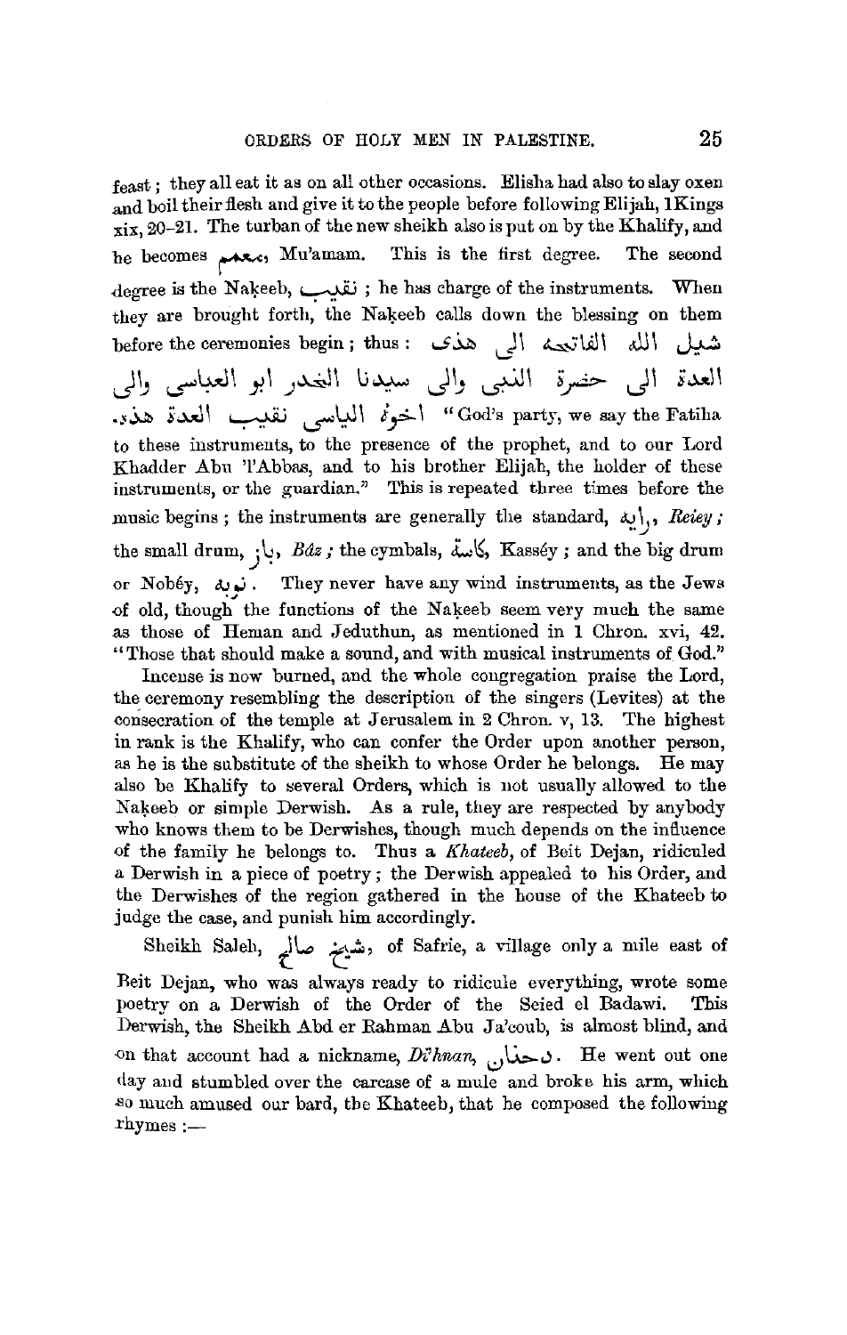feast; they all eat it as on all other occasions. Elisha had also to slay oxen and boil their flesh and give it to the people before following Elijah, 1Kings xix, 20–21. The turban of the new sheikh also is put on by the Khalify, and he becomes معمم, Mu'amam. This is the first degree. The second degree is the Nakeeb, نقيب; he has charge of the instruments. When they are brought forth, the Nakeeb calls down the blessing on them before the ceremonies begin; thus: شيل الله الفاتحه الى هذى العدة الى حضرة النبى والى سيدنا الخضر ابو العباسى والى اخوة الياسى نقيب العدة هذى. "God's party, we say the Fatiha to these instruments, to the presence of the prophet, and to our Lord Khadder Abu 'l'Abbas, and to his brother Elijah, the holder of these instruments, or the guardian." This is repeated three times before the music begins; the instruments are generally the standard, راية, *Reiey;* the small drum, باز, *Bâz;* the cymbals, كاسة, Kassêy; and the big drum or Nobêy, نوبه. They never have any wind instruments, as the Jews of old, though the functions of the Nakeeb seem very much the same as those of Heman and Jeduthun, as mentioned in 1 Chron. xvi, 42. "Those that should make a sound, and with musical instruments of God."

Incense is now burned, and the whole congregation praise the Lord, the ceremony resembling the description of the singers (Levites) at the consecration of the temple at Jerusalem in 2 Chron. v, 13. The highest in rank is the Khalify, who can confer the Order upon another person, as he is the substitute of the sheikh to whose Order he belongs. He may also be Khalify to several Orders, which is not usually allowed to the Nakeeb or simple Derwish. As a rule, they are respected by anybody who knows them to be Derwishes, though much depends on the influence of the family he belongs to. Thus a *Khateeb*, of Beit Dejan, ridiculed a Derwish in a piece of poetry; the Derwish appealed to his Order, and the Derwishes of the region gathered in the house of the Khateeb to judge the case, and punish him accordingly.

Sheikh Saleh, شيخ صالح, of Safrie, a village only a mile east of Beit Dejan, who was always ready to ridicule everything, wrote some poetry on a Derwish of the Order of the Seied el Badawi. This Derwish, the Sheikh Abd er Rahman Abu Ja'coub, is almost blind, and on that account had a nickname, *Di'hnan*, دحنان. He went out one day and stumbled over the carcase of a mule and broke his arm, which so much amused our bard, the Khateeb, that he composed the following rhymes :—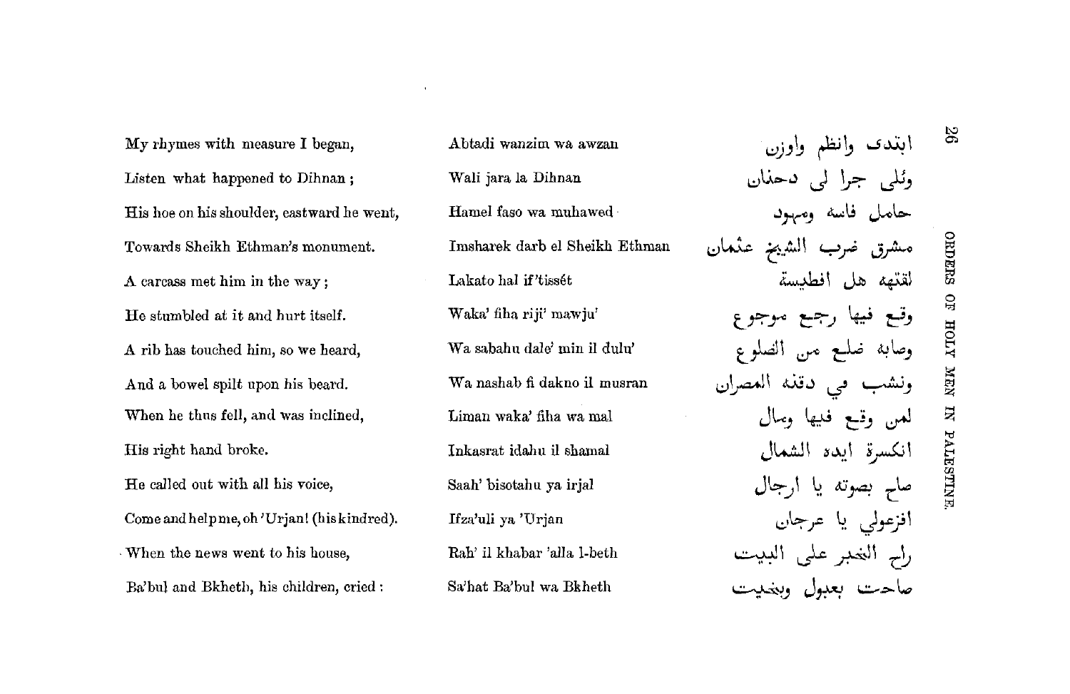| | | |
|---|---|---|
| My rhymes with measure I began, | Abtadi wanzim wa awzan | ابتدى وانظم واوزن |
| Listen what happened to Dihnan; | Wali jara la Dihnan | وئلى جرا لى دحنان |
| His hoe on his shoulder, eastward he went, | Hamel faso wa muhawed | حامل فاسه ومهود |
| Towards Sheikh Ethman's monument. | Imsharek darb el Sheikh Ethman | مشرق ضرب الشيخ عثمان |
| A carcass met him in the way; | Lakato hal if'tissét | لقته هل افطيسة |
| He stumbled at it and hurt itself. | Waka' fiha riji' mawju' | وقع فيها رجع موجوع |
| A rib has touched him, so we heard, | Wa sabahu dale' min il dulu' | وصابه ضلع من الضلوع |
| And a bowel spilt upon his beard. | Wa nashab fi dakno il musran | ونشب في دقنه المصران |
| When he thus fell, and was inclined, | Liman waka' fiha wa mal | لمن وقع فيها ومال |
| His right hand broke. | Inkasrat idahu il shamal | انكسرة ايده الشمال |
| He called out with all his voice, | Saah' bisotahu ya irjal | صاح بصوته يا ارجال |
| Come and help me, oh 'Urjan! (his kindred). | Ifza'uli ya 'Urjan | افزعولي يا عرجان |
| When the news went to his house, | Rah' il khabar 'alla l-beth | راح الخبر على البيت |
| Ba'bul and Bkheth, his children, cried: | Sa'hat Ba'bul wa Bkheth | صاحت بعبول وبخيت |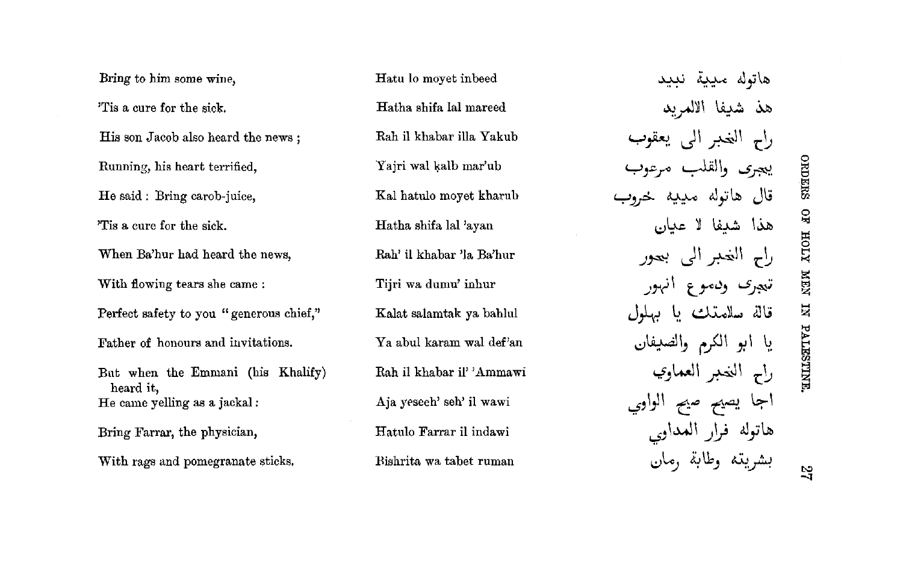| | | |
|---|---|---|
| Bring to him some wine, | Hatu lo moyet inbeed | هاتوله ميية نبيد |
| 'Tis a cure for the sick. | Hatha shifa lal mareed | هذ شيفا الالمريد |
| His son Jacob also heard the news ; | Rah il khabar illa Yakub | راح الخبر الى يعقوب |
| Running, his heart terrified, | Yajri wal ḳalb mar'ub | يجرى والقلب مرعوب |
| He said : Bring carob-juice, | Kal hatulo moyet kharub | قال هاتوله مييه خروب |
| 'Tis a cure for the sick. | Hatha shifa lal 'ayan | هذا شيفا لا عيان |
| When Ba'hur had heard the news, | Rah' il khabar 'la Ba'hur | راح الخبر الى بحور |
| With flowing tears she came : | Tijri wa dumu' inhur | تجرى ودموع انهور |
| Perfect safety to you "generous chief," | Kalat salamtak ya bahlul | قالة سلامتك يا بهلول |
| Father of honours and invitations. | Ya abul karam wal def'an | يا ابو الكرم والضيفان |
| But when the Emmani (his Khalify) heard it, | Rah il khabar il' 'Ammawi | راح الخبر العماوي |
| He came yelling as a jackal : | Aja yeseeh' seh' il wawi | اجا يصيح صيح الواوي |
| Bring Farrar, the physician, | Hatulo Farrar il indawi | هاتوله فرار المداوي |
| With rags and pomegranate sticks. | Bishrita wa tabet ruman | بشريته وطابة رمان |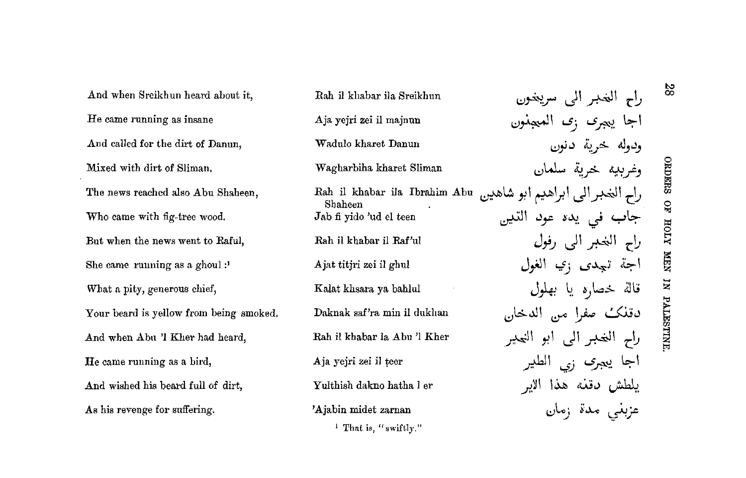| | | |
|---|---|---|
| And when Sreikhun heard about it, | Rah il khabar ila Sreikhun | راح الخبر الى سريخون |
| He came running as insane | Aja yejri zei il majnun | اجا يجرى زى المجنون |
| And called for the dirt of Danun, | Wadulo kharet Danun | ودوله خرية دنون |
| Mixed with dirt of Sliman. | Wagharbiha kharet Sliman | وغربيه خرية سلمان |
| The news reached also Abu Shaheen, | Rah il khabar ila Ibrahim Abu Shaheen | راح الخبر الى ابراهيم ابو شاهين |
| Who came with fig-tree wood. | Jab fi yido 'ud el teen | جاب في يده عود التين |
| But when the news went to Raful, | Rah il khabar il Raf'ul | راح الخبر الى رفول |
| She came running as a ghoul :[1] | Ajat titjri zei il ghul | اجة تجرى زي الغول |
| What a pity, generous chief, | Kalat khsara ya bahlul | قالة خصاره يا بهلول |
| Your beard is yellow from being smoked. | Daknak saf'ra min il dukhan | دقنك صفرا من الدخان |
| And when Abu 'l Kher had heard, | Rah il khabar la Abu 'l Kher | راح الخبر الى ابو الخير |
| He came running as a bird, | Aja yejri zei il ṭeer | اجا يجرى زي الطير |
| And wished his beard full of dirt, | Yulthish dakno hatha l er | يلطش دقنه هذا الاير |
| As his revenge for suffering. | 'Ajabin midet zaman | عزبني مدة زمان |

[1] That is, "swiftly."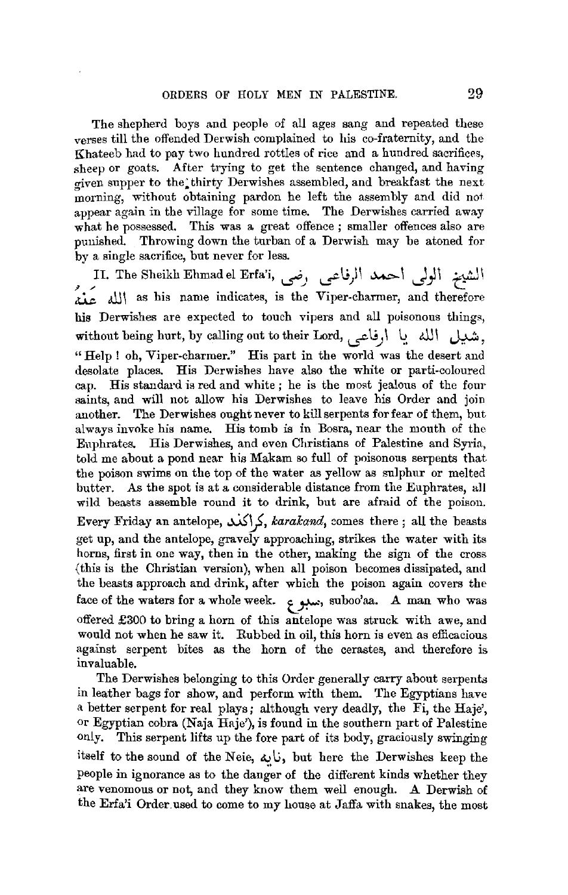The shepherd boys and people of all ages sang and repeated these verses till the offended Derwish complained to his co-fraternity, and the Khateeb had to pay two hundred rottles of rice and a hundred sacrifices, sheep or goats. After trying to get the sentence changed, and having given supper to the thirty Derwishes assembled, and breakfast the next morning, without obtaining pardon he left the assembly and did not appear again in the village for some time. The Derwishes carried away what he possessed. This was a great offence; smaller offences also are punished. Throwing down the turban of a Derwish may be atoned for by a single sacrifice, but never for less.

II. The Sheikh Ehmad el Erfa'i, الشيخ الولى احمد الرفاعى رضى الله عنه as his name indicates, is the Viper-charmer, and therefore his Derwishes are expected to touch vipers and all poisonous things, without being hurt, by calling out to their Lord, شيل الله يا ارفاعى, "Help! oh, Viper-charmer." His part in the world was the desert and desolate places. His Derwishes have also the white or parti-coloured cap. His standard is red and white; he is the most jealous of the four saints, and will not allow his Derwishes to leave his Order and join another. The Derwishes ought never to kill serpents for fear of them, but always invoke his name. His tomb is in Bosra, near the mouth of the Euphrates. His Derwishes, and even Christians of Palestine and Syria, told me about a pond near his Makam so full of poisonous serpents that the poison swims on the top of the water as yellow as sulphur or melted butter. As the spot is at a considerable distance from the Euphrates, all wild beasts assemble round it to drink, but are afraid of the poison. Every Friday an antelope, كركند, *karakand*, comes there; all the beasts get up, and the antelope, gravely approaching, strikes the water with its horns, first in one way, then in the other, making the sign of the cross (this is the Christian version), when all poison becomes dissipated, and the beasts approach and drink, after which the poison again covers the face of the waters for a whole week. سبوع, suboo'aa. A man who was offered £300 to bring a horn of this antelope was struck with awe, and would not when he saw it. Rubbed in oil, this horn is even as efficacious against serpent bites as the horn of the cerastes, and therefore is invaluable.

The Derwishes belonging to this Order generally carry about serpents in leather bags for show, and perform with them. The Egyptians have a better serpent for real plays; although very deadly, the Fi, the Haje', or Egyptian cobra (Naja Haje'), is found in the southern part of Palestine only. This serpent lifts up the fore part of its body, graciously swinging itself to the sound of the Neie, نايه, but here the Derwishes keep the people in ignorance as to the danger of the different kinds whether they are venomous or not, and they know them well enough. A Derwish of the Erfa'i Order used to come to my house at Jaffa with snakes, the most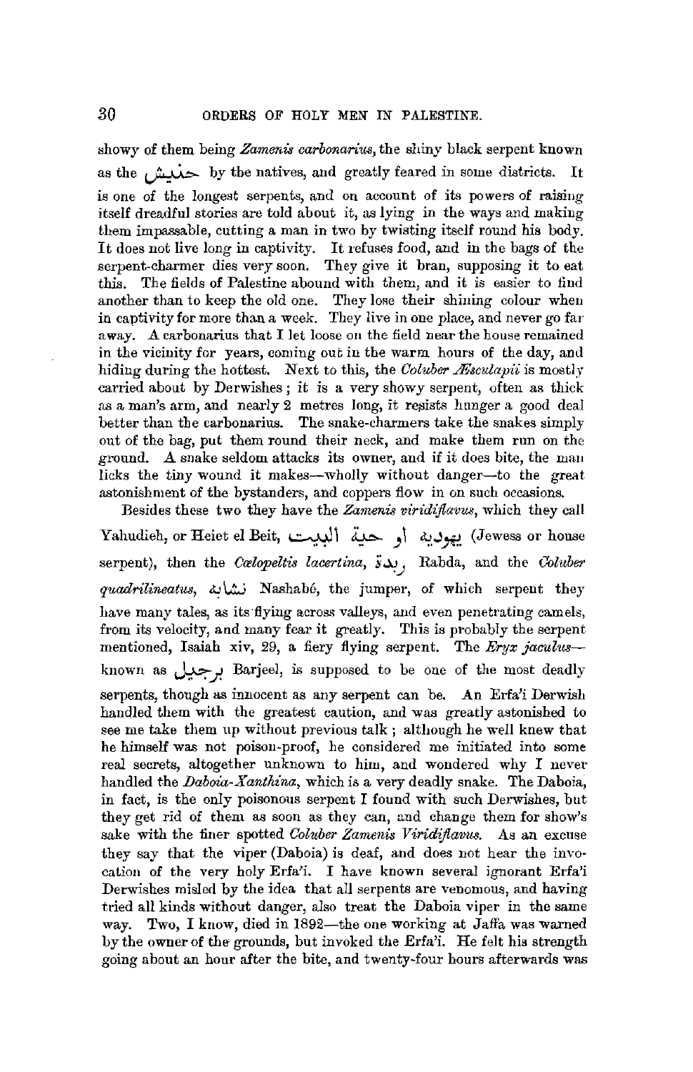showy of them being *Zamenis carbonarius*, the shiny black serpent known as the حنيش by the natives, and greatly feared in some districts. It is one of the longest serpents, and on account of its powers of raising itself dreadful stories are told about it, as lying in the ways and making them impassable, cutting a man in two by twisting itself round his body. It does not live long in captivity. It refuses food, and in the bags of the serpent-charmer dies very soon. They give it bran, supposing it to eat this. The fields of Palestine abound with them, and it is easier to find another than to keep the old one. They lose their shining colour when in captivity for more than a week. They live in one place, and never go far away. A carbonarius that I let loose on the field near the house remained in the vicinity for years, coming out in the warm hours of the day, and hiding during the hottest. Next to this, the *Coluber Æsculapii* is mostly carried about by Derwishes; it is a very showy serpent, often as thick as a man's arm, and nearly 2 metres long, it resists hunger a good deal better than the carbonarius. The snake-charmers take the snakes simply out of the bag, put them round their neck, and make them run on the ground. A snake seldom attacks its owner, and if it does bite, the man licks the tiny wound it makes—wholly without danger—to the great astonishment of the bystanders, and coppers flow in on such occasions.

Besides these two they have the *Zamenis viridiflavus*, which they call Yahudieh, or Heiet el Beit, يهودية او حية البيت (Jewess or house serpent), then the *Cœlopeltis lacertina*, ربدة Rabda, and the *Coluber quadrilineatus*, نشابة Nashabó, the jumper, of which serpent they have many tales, as its flying across valleys, and even penetrating camels, from its velocity, and many fear it greatly. This is probably the serpent mentioned, Isaiah xiv, 29, a fiery flying serpent. The *Eryx jaculus*—known as برجيل Barjeel, is supposed to be one of the most deadly serpents, though as innocent as any serpent can be. An Erfa'i Derwish handled them with the greatest caution, and was greatly astonished to see me take them up without previous talk; although he well knew that he himself was not poison-proof, he considered me initiated into some real secrets, altogether unknown to him, and wondered why I never handled the *Daboia-Xanthina*, which is a very deadly snake. The Daboia, in fact, is the only poisonous serpent I found with such Derwishes, but they get rid of them as soon as they can, and change them for show's sake with the finer spotted *Coluber Zamenis Viridiflavus*. As an excuse they say that the viper (Daboia) is deaf, and does not hear the invocation of the very holy Erfa'i. I have known several ignorant Erfa'i Derwishes misled by the idea that all serpents are venomous, and having tried all kinds without danger, also treat the Daboia viper in the same way. Two, I know, died in 1892—the one working at Jaffa was warned by the owner of the grounds, but invoked the Erfa'i. He felt his strength going about an hour after the bite, and twenty-four hours afterwards was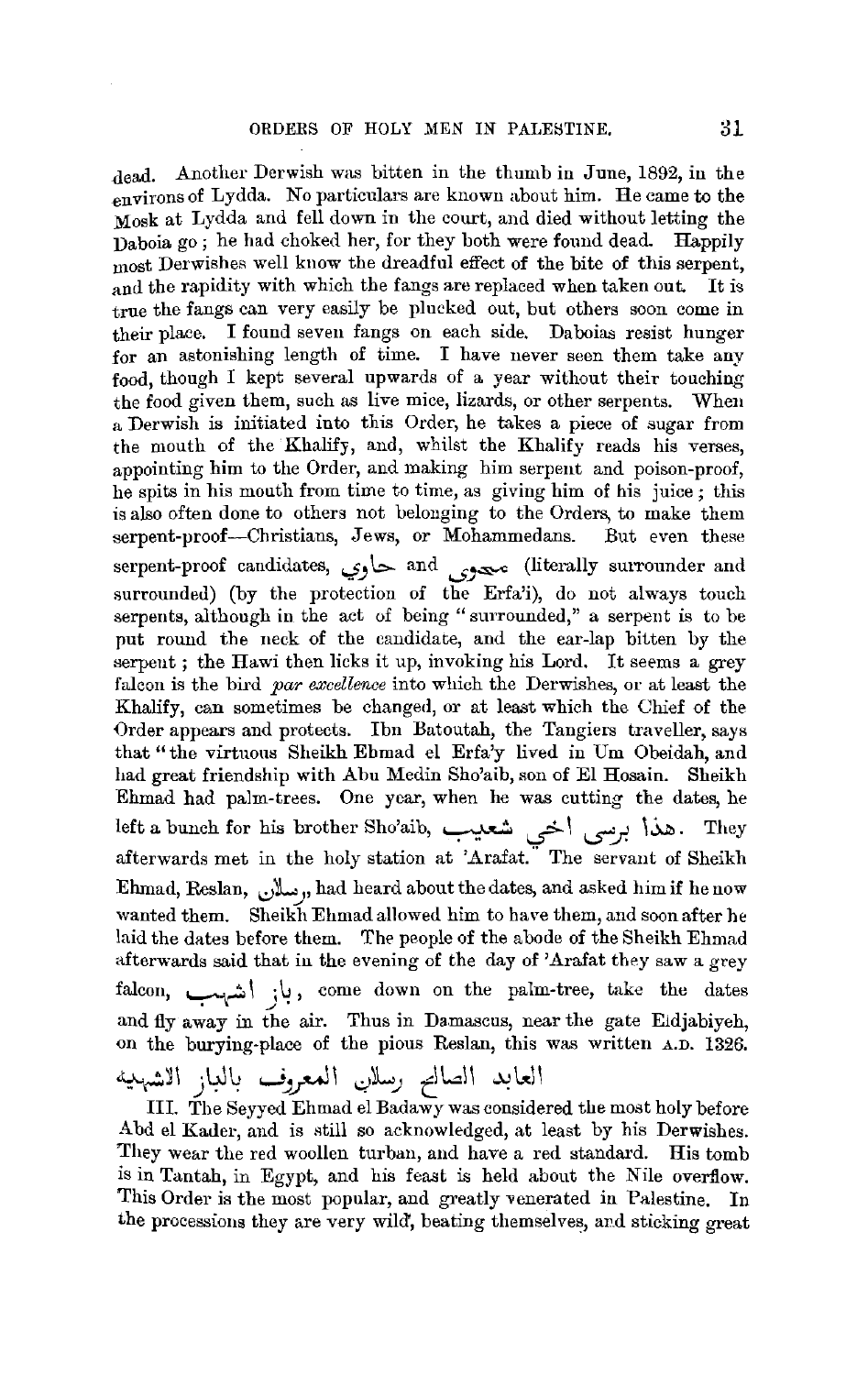dead. Another Derwish was bitten in the thumb in June, 1892, in the environs of Lydda. No particulars are known about him. He came to the Mosk at Lydda and fell down in the court, and died without letting the Daboia go; he had choked her, for they both were found dead. Happily most Derwishes well know the dreadful effect of the bite of this serpent, and the rapidity with which the fangs are replaced when taken out. It is true the fangs can very easily be plucked out, but others soon come in their place. I found seven fangs on each side. Daboias resist hunger for an astonishing length of time. I have never seen them take any food, though I kept several upwards of a year without their touching the food given them, such as live mice, lizards, or other serpents. When a Derwish is initiated into this Order, he takes a piece of sugar from the mouth of the Khalify, and, whilst the Khalify reads his verses, appointing him to the Order, and making him serpent and poison-proof, he spits in his mouth from time to time, as giving him of his juice; this is also often done to others not belonging to the Orders, to make them serpent-proof—Christians, Jews, or Mohammedans. But even these serpent-proof candidates, حاوي and محوي (literally surrounder and surrounded) (by the protection of the Erfa'i), do not always touch serpents, although in the act of being "surrounded," a serpent is to be put round the neck of the candidate, and the ear-lap bitten by the serpent; the Hawi then licks it up, invoking his Lord. It seems a grey falcon is the bird *par excellence* into which the Derwishes, or at least the Khalify, can sometimes be changed, or at least which the Chief of the Order appears and protects. Ibn Batoutah, the Tangiers traveller, says that "the virtuous Sheikh Ehmad el Erfa'y lived in Um Obeidah, and had great friendship with Abu Medin Sho'aib, son of El Hosain. Sheikh Ehmad had palm-trees. One year, when he was cutting the dates, he left a bunch for his brother Sho'aib, هذا برسى اخي شعيب. They afterwards met in the holy station at 'Arafat. The servant of Sheikh Ehmad, Reslan, رسلان, had heard about the dates, and asked him if he now wanted them. Sheikh Ehmad allowed him to have them, and soon after he laid the dates before them. The people of the abode of the Sheikh Ehmad afterwards said that in the evening of the day of 'Arafat they saw a grey falcon, باز اشهب, come down on the palm-tree, take the dates and fly away in the air. Thus in Damascus, near the gate Eldjabiyeh, on the burying-place of the pious Reslan, this was written A.D. 1326.

العابد الصالح رسلان المعروف بالباز الاشهبيه

III. The Seyyed Ehmad el Badawy was considered the most holy before Abd el Kader, and is still so acknowledged, at least by his Derwishes. They wear the red woollen turban, and have a red standard. His tomb is in Tantah, in Egypt, and his feast is held about the Nile overflow. This Order is the most popular, and greatly venerated in Palestine. In the processions they are very wild, beating themselves, and sticking great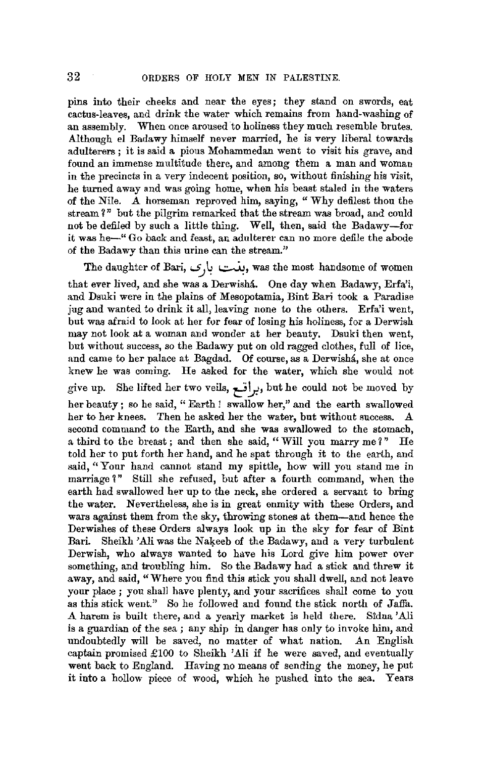pins into their cheeks and near the eyes; they stand on swords, eat cactus-leaves, and drink the water which remains from hand-washing of an assembly. When once aroused to holiness they much resemble brutes. Although el Badawy himself never married, he is very liberal towards adulterers; it is said a pious Mohammedan went to visit his grave, and found an immense multitude there, and among them a man and woman in the precincts in a very indecent position, so, without finishing his visit, he turned away and was going home, when his beast staled in the waters of the Nile. A horseman reproved him, saying, "Why defilest thou the stream?" but the pilgrim remarked that the stream was broad, and could not be defiled by such a little thing. Well, then, said the Badawy—for it was he—"Go back and feast, an adulterer can no more defile the abode of the Badawy than this urine can the stream."

The daughter of Bari, بنت بارى, was the most handsome of women that ever lived, and she was a Derwishá. One day when Badawy, Erfa'i, and Dsuki were in the plains of Mesopotamia, Bint Bari took a Paradise jug and wanted to drink it all, leaving none to the others. Erfa'i went, but was afraid to look at her for fear of losing his holiness, for a Derwish may not look at a woman and wonder at her beauty. Dsuki then went, but without success, so the Badawy put on old ragged clothes, full of lice, and came to her palace at Bagdad. Of course, as a Derwishá, she at once knew he was coming. He asked for the water, which she would not give up. She lifted her two veils, براقع, but he could not be moved by her beauty; so he said, "Earth! swallow her," and the earth swallowed her to her knees. Then he asked her the water, but without success. A second command to the Earth, and she was swallowed to the stomach, a third to the breast; and then she said, "Will you marry me?" He told her to put forth her hand, and he spat through it to the earth, and said, "Your hand cannot stand my spittle, how will you stand me in marriage?" Still she refused, but after a fourth command, when the earth had swallowed her up to the neck, she ordered a servant to bring the water. Nevertheless, she is in great enmity with these Orders, and wars against them from the sky, throwing stones at them—and hence the Derwishes of these Orders always look up in the sky for fear of Bint Bari. Sheikh 'Ali was the Naḳeeb of the Badawy, and a very turbulent Derwish, who always wanted to have his Lord give him power over something, and troubling him. So the Badawy had a stick and threw it away, and said, "Where you find this stick you shall dwell, and not leave your place; you shall have plenty, and your sacrifices shall come to you as this stick went." So he followed and found the stick north of Jaffa. A harem is built there, and a yearly market is held there. Sîdna 'Ali is a guardian of the sea; any ship in danger has only to invoke him, and undoubtedly will be saved, no matter of what nation. An English captain promised £100 to Sheikh 'Ali if he were saved, and eventually went back to England. Having no means of sending the money, he put it into a hollow piece of wood, which he pushed into the sea. Years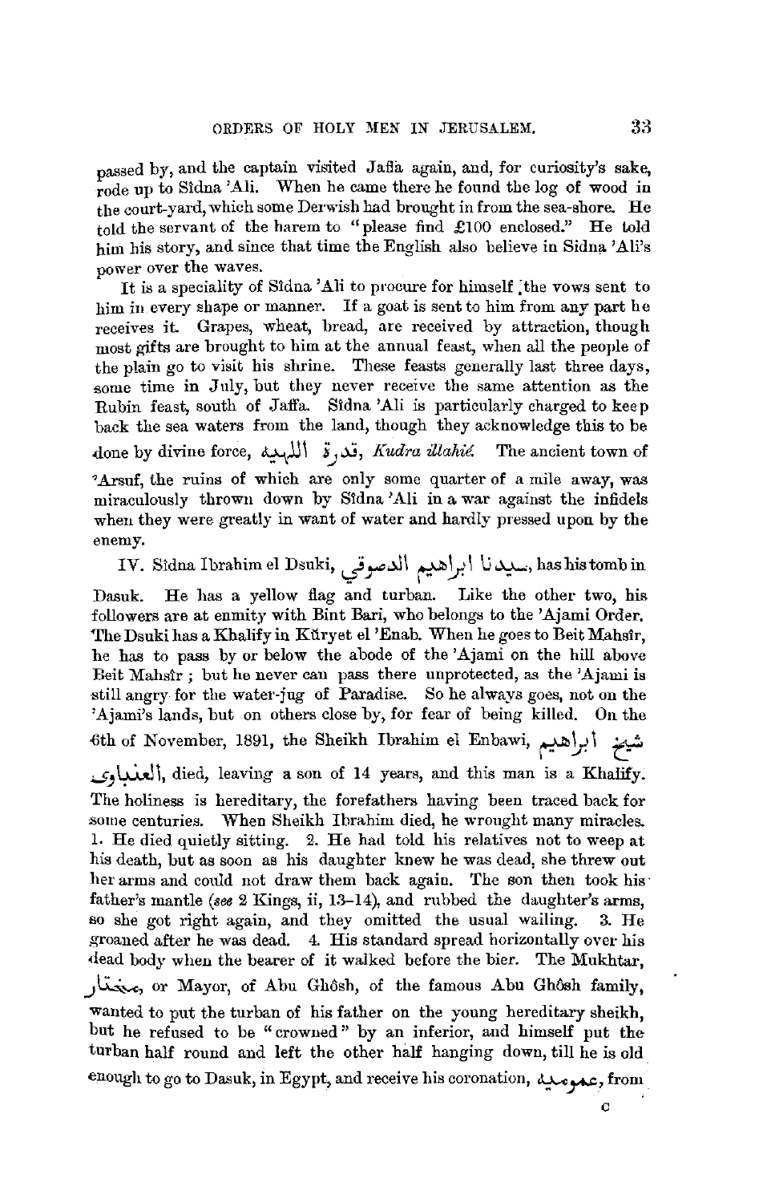passed by, and the captain visited Jaffa again, and, for curiosity's sake, rode up to Sîdna 'Ali. When he came there he found the log of wood in the court-yard, which some Derwish had brought in from the sea-shore. He told the servant of the harem to "please find £100 enclosed." He told him his story, and since that time the English also believe in Sidna 'Ali's power over the waves.

It is a speciality of Sîdna 'Ali to procure for himself the vows sent to him in every shape or manner. If a goat is sent to him from any part he receives it. Grapes, wheat, bread, are received by attraction, though most gifts are brought to him at the annual feast, when all the people of the plain go to visit his shrine. These feasts generally last three days, some time in July, but they never receive the same attention as the Rubin feast, south of Jaffa. Sîdna 'Ali is particularly charged to keep back the sea waters from the land, though they acknowledge this to be done by divine force, قدرة الالهية, *Kudra ilahié.* The ancient town of 'Arsuf, the ruins of which are only some quarter of a mile away, was miraculously thrown down by Sîdna 'Ali in a war against the infidels when they were greatly in want of water and hardly pressed upon by the enemy.

IV. Sîdna Ibrahim el Dsuki, سيدنا ابراهيم الدسوقي, has his tomb in Dasuk. He has a yellow flag and turban. Like the other two, his followers are at enmity with Bint Bari, who belongs to the 'Ajami Order. The Dsuki has a Khalify in Kŭryet el 'Enab. When he goes to Beit Mahsîr, he has to pass by or below the abode of the 'Ajami on the hill above Beit Mahsîr; but he never can pass there unprotected, as the 'Ajami is still angry for the water-jug of Paradise. So he always goes, not on the 'Ajami's lands, but on others close by, for fear of being killed. On the 6th of November, 1891, the Sheikh Ibrahim el Enbawi, شيخ ابراهيم العنباوي, died, leaving a son of 14 years, and this man is a Khalify. The holiness is hereditary, the forefathers having been traced back for some centuries. When Sheikh Ibrahim died, he wrought many miracles. 1. He died quietly sitting. 2. He had told his relatives not to weep at his death, but as soon as his daughter knew he was dead, she threw out her arms and could not draw them back again. The son then took his father's mantle (*see* 2 Kings, ii, 13–14), and rubbed the daughter's arms, so she got right again, and they omitted the usual wailing. 3. He groaned after he was dead. 4. His standard spread horizontally over his dead body when the bearer of it walked before the bier. The Mukhtar, مختار, or Mayor, of Abu Ghôsh, of the famous Abu Ghôsh family, wanted to put the turban of his father on the young hereditary sheikh, but he refused to be "crowned" by an inferior, and himself put the turban half round and left the other half hanging down, till he is old enough to go to Dasuk, in Egypt, and receive his coronation, عمومية, from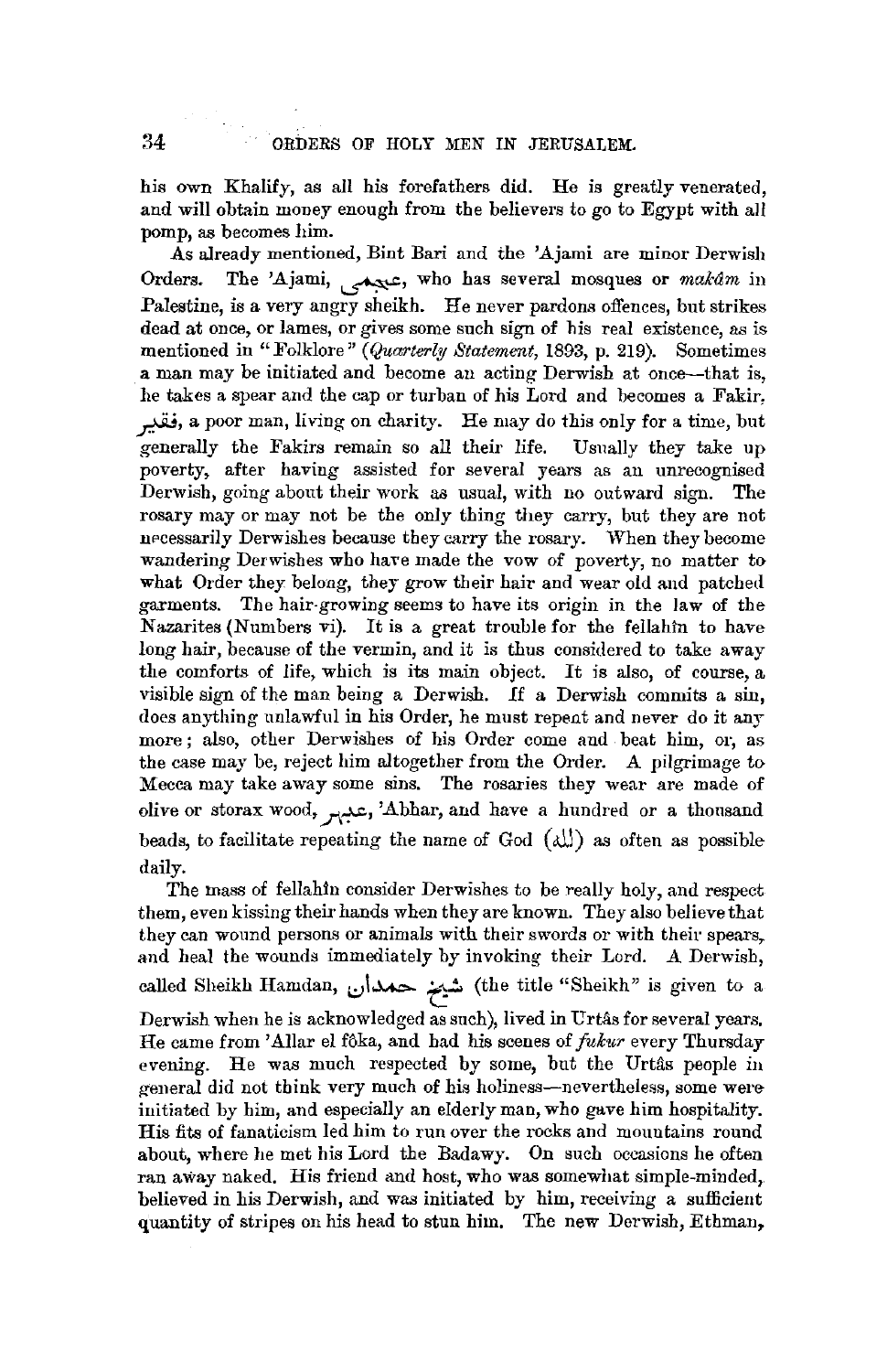his own Khalify, as all his forefathers did. He is greatly venerated, and will obtain money enough from the believers to go to Egypt with all pomp, as becomes him.

As already mentioned, Bint Bari and the 'Ajami are minor Derwish Orders. The 'Ajami, عجمى, who has several mosques or *makâm* in Palestine, is a very angry sheikh. He never pardons offences, but strikes dead at once, or lames, or gives some such sign of his real existence, as is mentioned in "Folklore" (*Quarterly Statement*, 1893, p. 219). Sometimes a man may be initiated and become an acting Derwish at once—that is, he takes a spear and the cap or turban of his Lord and becomes a Fakir, فقير, a poor man, living on charity. He may do this only for a time, but generally the Fakirs remain so all their life. Usually they take up poverty, after having assisted for several years as an unrecognised Derwish, going about their work as usual, with no outward sign. The rosary may or may not be the only thing they carry, but they are not necessarily Derwishes because they carry the rosary. When they become wandering Derwishes who have made the vow of poverty, no matter to what Order they belong, they grow their hair and wear old and patched garments. The hair-growing seems to have its origin in the law of the Nazarites (Numbers vi). It is a great trouble for the fellahîn to have long hair, because of the vermin, and it is thus considered to take away the comforts of life, which is its main object. It is also, of course, a visible sign of the man being a Derwish. If a Derwish commits a sin, does anything unlawful in his Order, he must repent and never do it any more; also, other Derwishes of his Order come and beat him, or, as the case may be, reject him altogether from the Order. A pilgrimage to Mecca may take away some sins. The rosaries they wear are made of olive or storax wood, عبهر, 'Abhar, and have a hundred or a thousand beads, to facilitate repeating the name of God (الله) as often as possible daily.

The mass of fellahîn consider Derwishes to be really holy, and respect them, even kissing their hands when they are known. They also believe that they can wound persons or animals with their swords or with their spears, and heal the wounds immediately by invoking their Lord. A Derwish, called Sheikh Hamdan, شيخ حمدان (the title "Sheikh" is given to a Derwish when he is acknowledged as such), lived in Urtâs for several years. He came from 'Allar el fôka, and had his scenes of *fukur* every Thursday evening. He was much respected by some, but the Urtâs people in general did not think very much of his holiness—nevertheless, some were initiated by him, and especially an elderly man, who gave him hospitality. His fits of fanaticism led him to run over the rocks and mountains round about, where he met his Lord the Badawy. On such occasions he often ran away naked. His friend and host, who was somewhat simple-minded, believed in his Derwish, and was initiated by him, receiving a sufficient quantity of stripes on his head to stun him. The new Derwish, Ethman,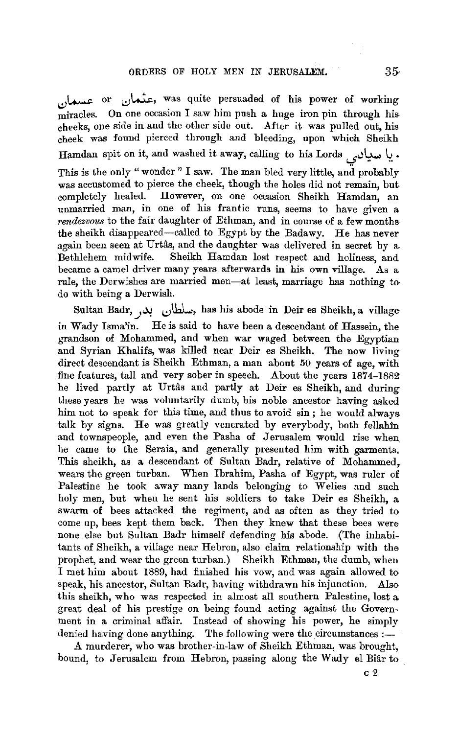عسمان or عثمان, was quite persuaded of his power of working miracles. On one occasion I saw him push a huge iron pin through his cheeks, one side in and the other side out. After it was pulled out, his cheek was found pierced through and bleeding, upon which Sheikh Hamdan spit on it, and washed it away, calling to his Lords يا سيادي. This is the only "wonder" I saw. The man bled very little, and probably was accustomed to pierce the cheek, though the holes did not remain, but completely healed. However, on one occasion Sheikh Hamdan, an unmarried man, in one of his frantic runs, seems to have given a *rendezvous* to the fair daughter of Ethman, and in course of a few months the sheikh disappeared—called to Egypt by the Badawy. He has never again been seen at Urtâs, and the daughter was delivered in secret by a Bethlehem midwife. Sheikh Hamdan lost respect and holiness, and became a camel driver many years afterwards in his own village. As a rule, the Derwishes are married men—at least, marriage has nothing to do with being a Derwish.

Sultan Badr, سلطان بدر, has his abode in Deir es Sheikh, a village in Wady Isma'in. He is said to have been a descendant of Hassein, the grandson of Mohammed, and when war waged between the Egyptian and Syrian Khalifs, was killed near Deir es Sheikh. The now living direct descendant is Sheikh Ethman, a man about 50 years of age, with fine features, tall and very sober in speech. About the years 1874–1882 he lived partly at Urtâs and partly at Deir es Sheikh, and during these years he was voluntarily dumb, his noble ancestor having asked him not to speak for this time, and thus to avoid sin; he would always talk by signs. He was greatly venerated by everybody, both fellahîn and townspeople, and even the Pasha of Jerusalem would rise when he came to the Seraia, and generally presented him with garments. This sheikh, as a descendant of Sultan Badr, relative of Mohammed, wears the green turban. When Ibrahim, Pasha of Egypt, was ruler of Palestine he took away many lands belonging to Welies and such holy men, but when he sent his soldiers to take Deir es Sheikh, a swarm of bees attacked the regiment, and as often as they tried to come up, bees kept them back. Then they knew that these bees were none else but Sultan Badr himself defending his abode. (The inhabitants of Sheikh, a village near Hebron, also claim relationship with the prophet, and wear the green turban.) Sheikh Ethman, the dumb, when I met him about 1889, had finished his vow, and was again allowed to speak, his ancestor, Sultan Badr, having withdrawn his injunction. Also this sheikh, who was respected in almost all southern Palestine, lost a great deal of his prestige on being found acting against the Government in a criminal affair. Instead of showing his power, he simply denied having done anything. The following were the circumstances:—

A murderer, who was brother-in-law of Sheikh Ethman, was brought, bound, to Jerusalem from Hebron, passing along the Wady el Biâr to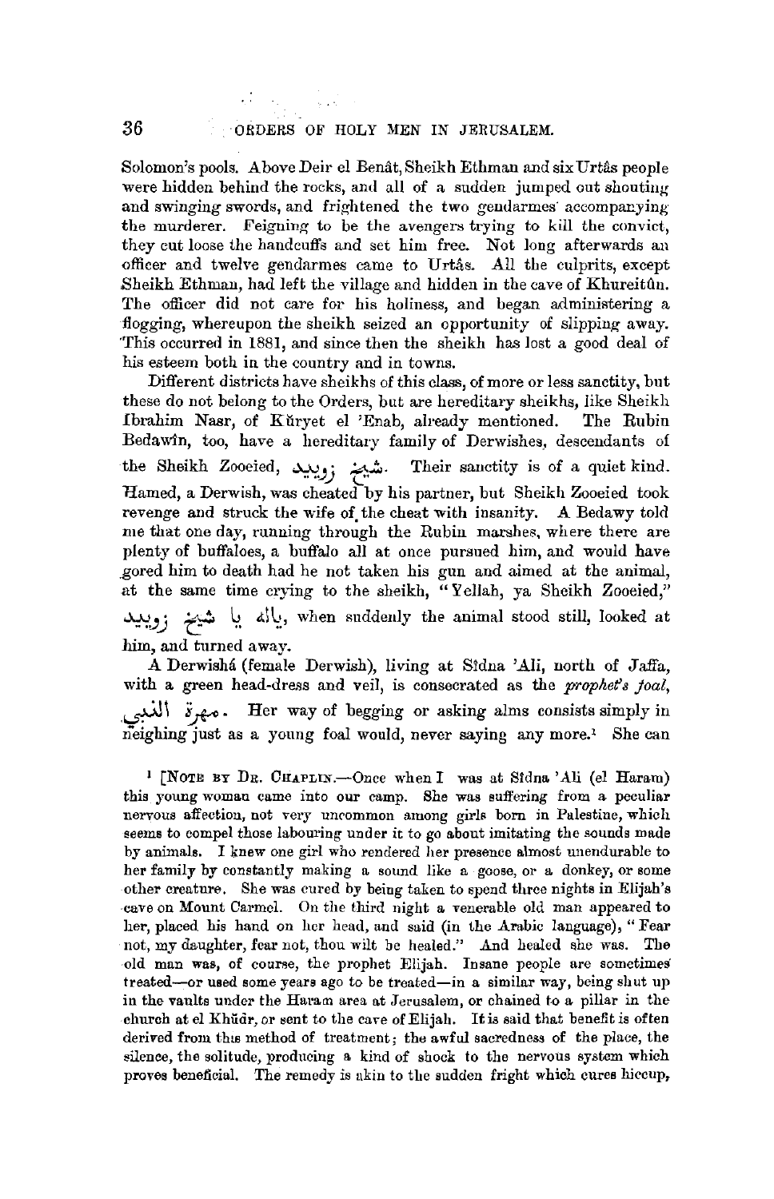Solomon's pools. Above Deir el Benât, Sheikh Ethman and six Urtâs people were hidden behind the rocks, and all of a sudden jumped out shouting and swinging swords, and frightened the two gendarmes accompanying the murderer. Feigning to be the avengers trying to kill the convict, they cut loose the handcuffs and set him free. Not long afterwards an officer and twelve gendarmes came to Urtâs. All the culprits, except Sheikh Ethman, had left the village and hidden in the cave of Khureitûn. The officer did not care for his holiness, and began administering a flogging, whereupon the sheikh seized an opportunity of slipping away. This occurred in 1881, and since then the sheikh has lost a good deal of his esteem both in the country and in towns.

Different districts have sheikhs of this class, of more or less sanctity, but these do not belong to the Orders, but are hereditary sheikhs, like Sheikh Ibrahim Nasr, of Kŭryet el 'Enab, already mentioned. The Rubin Bedawîn, too, have a hereditary family of Derwishes, descendants of the Sheikh Zooeied, شيخ زويد. Their sanctity is of a quiet kind. Hamed, a Derwish, was cheated by his partner, but Sheikh Zooeied took revenge and struck the wife of the cheat with insanity. A Bedawy told me that one day, running through the Rubin marshes, where there are plenty of buffaloes, a buffalo all at once pursued him, and would have gored him to death had he not taken his gun and aimed at the animal, at the same time crying to the sheikh, "Yellah, ya Sheikh Zooeied," يالله يا شيخ زويد, when suddenly the animal stood still, looked at him, and turned away.

A Derwishá (female Derwish), living at Sîdna 'Ali, north of Jaffa, with a green head-dress and veil, is consecrated as the *prophet's foal*, مهرة النبي. Her way of begging or asking alms consists simply in neighing just as a young foal would, never saying any more.[1] She can

[1] [NOTE BY DR. CHAPLIN.—Once when I was at Sîdna 'Ali (el Haram) this young woman came into our camp. She was suffering from a peculiar nervous affection, not very uncommon among girls born in Palestine, which seems to compel those labouring under it to go about imitating the sounds made by animals. I knew one girl who rendered her presence almost unendurable to her family by constantly making a sound like a goose, or a donkey, or some other creature. She was cured by being taken to spend three nights in Elijah's cave on Mount Carmel. On the third night a venerable old man appeared to her, placed his hand on her head, and said (in the Arabic language), "Fear not, my daughter, fear not, thou wilt be healed." And healed she was. The old man was, of course, the prophet Elijah. Insane people are sometimes treated—or used some years ago to be treated—in a similar way, being shut up in the vaults under the Haram area at Jerusalem, or chained to a pillar in the church at el Khŭdr, or sent to the cave of Elijah. It is said that benefit is often derived from this method of treatment; the awful sacredness of the place, the silence, the solitude, producing a kind of shock to the nervous system which proves beneficial. The remedy is akin to the sudden fright which cures hiccup,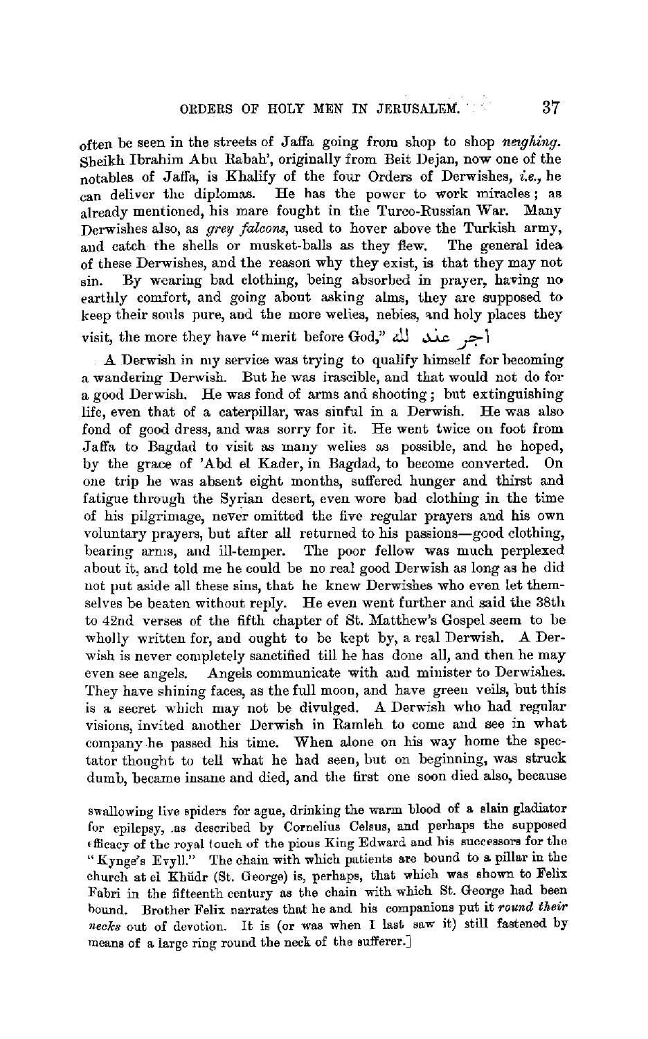often be seen in the streets of Jaffa going from shop to shop *neighing*. Sheikh Ibrahim Abu Rabah', originally from Beit Dejan, now one of the notables of Jaffa, is Khalify of the four Orders of Derwishes, *i.e.*, he can deliver the diplomas. He has the power to work miracles; as already mentioned, his mare fought in the Turco-Russian War. Many Derwishes also, as *grey falcons*, used to hover above the Turkish army, and catch the shells or musket-balls as they flew. The general idea of these Derwishes, and the reason why they exist, is that they may not sin. By wearing bad clothing, being absorbed in prayer, having no earthly comfort, and going about asking alms, they are supposed to keep their souls pure, and the more welies, nebies, and holy places they visit, the more they have "merit before God," أجر عند الله

A Derwish in my service was trying to qualify himself for becoming a wandering Derwish. But he was irascible, and that would not do for a good Derwish. He was fond of arms and shooting; but extinguishing life, even that of a caterpillar, was sinful in a Derwish. He was also fond of good dress, and was sorry for it. He went twice on foot from Jaffa to Bagdad to visit as many welies as possible, and he hoped, by the grace of 'Abd el Kader, in Bagdad, to become converted. On one trip he was absent eight months, suffered hunger and thirst and fatigue through the Syrian desert, even wore bad clothing in the time of his pilgrimage, never omitted the five regular prayers and his own voluntary prayers, but after all returned to his passions—good clothing, bearing arms, and ill-temper. The poor fellow was much perplexed about it, and told me he could be no real good Derwish as long as he did not put aside all these sins, that he knew Derwishes who even let themselves be beaten without reply. He even went further and said the 38th to 42nd verses of the fifth chapter of St. Matthew's Gospel seem to be wholly written for, and ought to be kept by, a real Derwish. A Derwish is never completely sanctified till he has done all, and then he may even see angels. Angels communicate with and minister to Derwishes. They have shining faces, as the full moon, and have green veils, but this is a secret which may not be divulged. A Derwish who had regular visions, invited another Derwish in Ramleh to come and see in what company he passed his time. When alone on his way home the spectator thought to tell what he had seen, but on beginning, was struck dumb, became insane and died, and the first one soon died also, because

swallowing live spiders for ague, drinking the warm blood of a slain gladiator for epilepsy, as described by Cornelius Celsus, and perhaps the supposed efficacy of the royal touch of the pious King Edward and his successors for the "Kynge's Evyll." The chain with which patients are bound to a pillar in the church at el Khüdr (St. George) is, perhaps, that which was shown to Felix Fabri in the fifteenth century as the chain with which St. George had been bound. Brother Felix narrates that he and his companions put it *round their necks* out of devotion. It is (or was when I last saw it) still fastened by means of a large ring round the neck of the sufferer.]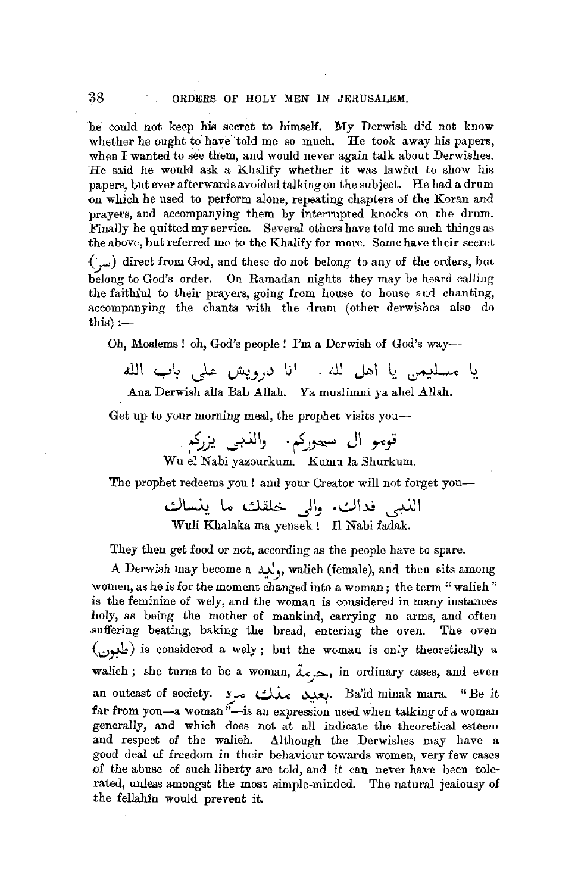he could not keep his secret to himself. My Derwish did not know whether he ought to have told me so much. He took away his papers, when I wanted to see them, and would never again talk about Derwishes. He said he would ask a Khalify whether it was lawful to show his papers, but ever afterwards avoided talking on the subject. He had a drum on which he used to perform alone, repeating chapters of the Koran and prayers, and accompanying them by interrupted knocks on the drum. Finally he quitted my service. Several others have told me such things as the above, but referred me to the Khalify for more. Some have their secret (سر) direct from God, and these do not belong to any of the orders, but belong to God's order. On Ramadan nights they may be heard calling the faithful to their prayers, going from house to house and chanting, accompanying the chants with the drum (other derwishes also do this):—

Oh, Moslems! oh, God's people! I'm a Derwish of God's way—

يا مسليمن يا اهل لله . انا درويش على باب الله

Ana Derwish alla Bab Allah. Ya muslimni ya ahel Allah.

Get up to your morning meal, the prophet visits you—

قومو ال سحوركم. والنبي يزركم

Wu el Nabi yazourkum. Kumu la Shurkum.

The prophet redeems you! and your Creator will not forget you—

النبي فداك. والى خلقك ما ينساك

Wuli Khalaka ma yensek! Il Nabi fadak.

They then get food or not, according as the people have to spare.

A Derwish may become a ولية, walieh (female), and then sits among women, as he is for the moment changed into a woman; the term "walieh" is the feminine of wely, and the woman is considered in many instances holy, as being the mother of mankind, carrying no arms, and often suffering beating, baking the bread, entering the oven. The oven (طبون) is considered a wely; but the woman is only theoretically a walieh; she turns to be a woman, حرمة, in ordinary cases, and even an outcast of society. بعيد منك مرة. Ba'id minak mara. "Be it far from you—a woman"—is an expression used when talking of a woman generally, and which does not at all indicate the theoretical esteem and respect of the walieh. Although the Derwishes may have a good deal of freedom in their behaviour towards women, very few cases of the abuse of such liberty are told, and it can never have been tolerated, unless amongst the most simple-minded. The natural jealousy of the fellahîn would prevent it.